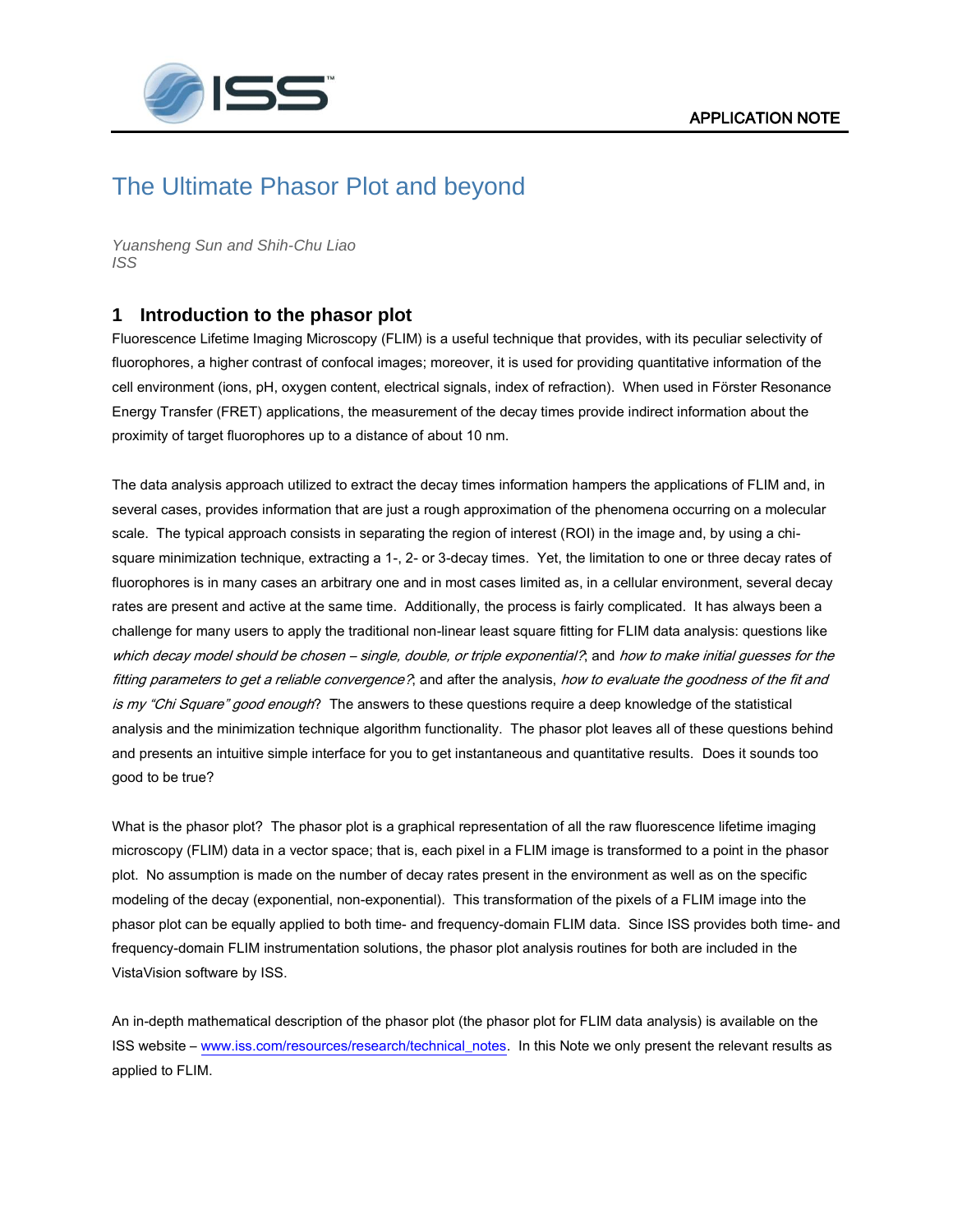APPLICATION NOTE

# The Ultimate Phasor Plot and beyond

*Yuansheng Sun and Shih-Chu Liao*
*ISS*

## 1 Introduction to the phasor plot

Fluorescence Lifetime Imaging Microscopy (FLIM) is a useful technique that provides, with its peculiar selectivity of fluorophores, a higher contrast of confocal images; moreover, it is used for providing quantitative information of the cell environment (ions, pH, oxygen content, electrical signals, index of refraction). When used in Förster Resonance Energy Transfer (FRET) applications, the measurement of the decay times provide indirect information about the proximity of target fluorophores up to a distance of about 10 nm.

The data analysis approach utilized to extract the decay times information hampers the applications of FLIM and, in several cases, provides information that are just a rough approximation of the phenomena occurring on a molecular scale. The typical approach consists in separating the region of interest (ROI) in the image and, by using a chi-square minimization technique, extracting a 1-, 2- or 3-decay times. Yet, the limitation to one or three decay rates of fluorophores is in many cases an arbitrary one and in most cases limited as, in a cellular environment, several decay rates are present and active at the same time. Additionally, the process is fairly complicated. It has always been a challenge for many users to apply the traditional non-linear least square fitting for FLIM data analysis: questions like *which decay model should be chosen – single, double, or triple exponential?*; and *how to make initial guesses for the fitting parameters to get a reliable convergence?*; and after the analysis, *how to evaluate the goodness of the fit and is my "Chi Square" good enough*? The answers to these questions require a deep knowledge of the statistical analysis and the minimization technique algorithm functionality. The phasor plot leaves all of these questions behind and presents an intuitive simple interface for you to get instantaneous and quantitative results. Does it sounds too good to be true?

What is the phasor plot? The phasor plot is a graphical representation of all the raw fluorescence lifetime imaging microscopy (FLIM) data in a vector space; that is, each pixel in a FLIM image is transformed to a point in the phasor plot. No assumption is made on the number of decay rates present in the environment as well as on the specific modeling of the decay (exponential, non-exponential). This transformation of the pixels of a FLIM image into the phasor plot can be equally applied to both time- and frequency-domain FLIM data. Since ISS provides both time- and frequency-domain FLIM instrumentation solutions, the phasor plot analysis routines for both are included in the VistaVision software by ISS.

An in-depth mathematical description of the phasor plot (the phasor plot for FLIM data analysis) is available on the ISS website – www.iss.com/resources/research/technical_notes. In this Note we only present the relevant results as applied to FLIM.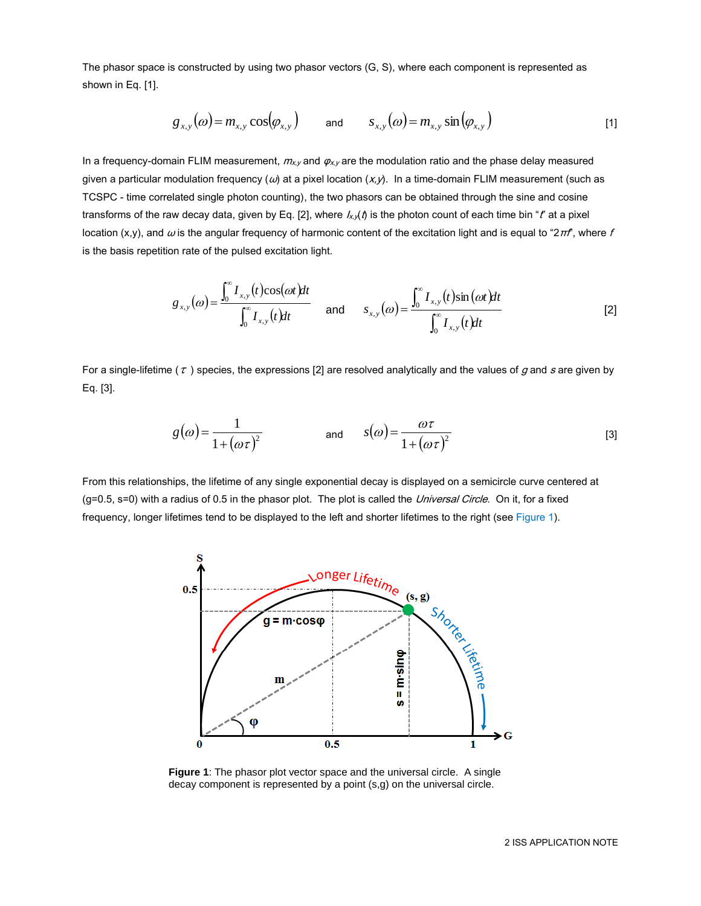The phasor space is constructed by using two phasor vectors (G, S), where each component is represented as shown in Eq. [1].

$$g_{x,y}(\omega) = m_{x,y}\cos(\varphi_{x,y}) \quad \text{and} \quad s_{x,y}(\omega) = m_{x,y}\sin(\varphi_{x,y}) \qquad [1]$$

In a frequency-domain FLIM measurement, $m_{x,y}$ and $\varphi_{x,y}$ are the modulation ratio and the phase delay measured given a particular modulation frequency ($\omega$) at a pixel location ($x,y$). In a time-domain FLIM measurement (such as TCSPC - time correlated single photon counting), the two phasors can be obtained through the sine and cosine transforms of the raw decay data, given by Eq. [2], where $I_{x,y}(t)$ is the photon count of each time bin "$t$" at a pixel location (x,y), and $\omega$ is the angular frequency of harmonic content of the excitation light and is equal to "$2\pi f$", where $f$ is the basis repetition rate of the pulsed excitation light.

$$g_{x,y}(\omega) = \frac{\int_0^\infty I_{x,y}(t)\cos(\omega t)dt}{\int_0^\infty I_{x,y}(t)dt} \quad \text{and} \quad s_{x,y}(\omega) = \frac{\int_0^\infty I_{x,y}(t)\sin(\omega t)dt}{\int_0^\infty I_{x,y}(t)dt} \qquad [2]$$

For a single-lifetime ($\tau$) species, the expressions [2] are resolved analytically and the values of $g$ and $s$ are given by Eq. [3].

$$g(\omega) = \frac{1}{1+(\omega\tau)^2} \quad \text{and} \quad s(\omega) = \frac{\omega\tau}{1+(\omega\tau)^2} \qquad [3]$$

From this relationships, the lifetime of any single exponential decay is displayed on a semicircle curve centered at (g=0.5, s=0) with a radius of 0.5 in the phasor plot. The plot is called the *Universal Circle*. On it, for a fixed frequency, longer lifetimes tend to be displayed to the left and shorter lifetimes to the right (see Figure 1).

**Figure 1**: The phasor plot vector space and the universal circle. A single decay component is represented by a point (s,g) on the universal circle.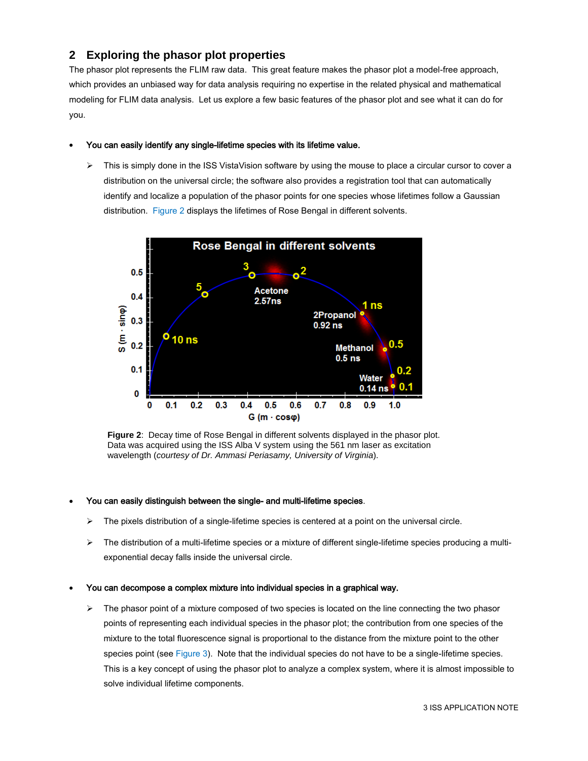## 2 Exploring the phasor plot properties

The phasor plot represents the FLIM raw data. This great feature makes the phasor plot a model-free approach, which provides an unbiased way for data analysis requiring no expertise in the related physical and mathematical modeling for FLIM data analysis. Let us explore a few basic features of the phasor plot and see what it can do for you.

- **You can easily identify any single-lifetime species with its lifetime value.**
  - This is simply done in the ISS VistaVision software by using the mouse to place a circular cursor to cover a distribution on the universal circle; the software also provides a registration tool that can automatically identify and localize a population of the phasor points for one species whose lifetimes follow a Gaussian distribution. Figure 2 displays the lifetimes of Rose Bengal in different solvents.

**Figure 2**: Decay time of Rose Bengal in different solvents displayed in the phasor plot. Data was acquired using the ISS Alba V system using the 561 nm laser as excitation wavelength (*courtesy of Dr. Ammasi Periasamy, University of Virginia*).

- **You can easily distinguish between the single- and multi-lifetime species.**
  - The pixels distribution of a single-lifetime species is centered at a point on the universal circle.
  - The distribution of a multi-lifetime species or a mixture of different single-lifetime species producing a multi-exponential decay falls inside the universal circle.

- **You can decompose a complex mixture into individual species in a graphical way.**
  - The phasor point of a mixture composed of two species is located on the line connecting the two phasor points of representing each individual species in the phasor plot; the contribution from one species of the mixture to the total fluorescence signal is proportional to the distance from the mixture point to the other species point (see Figure 3). Note that the individual species do not have to be a single-lifetime species. This is a key concept of using the phasor plot to analyze a complex system, where it is almost impossible to solve individual lifetime components.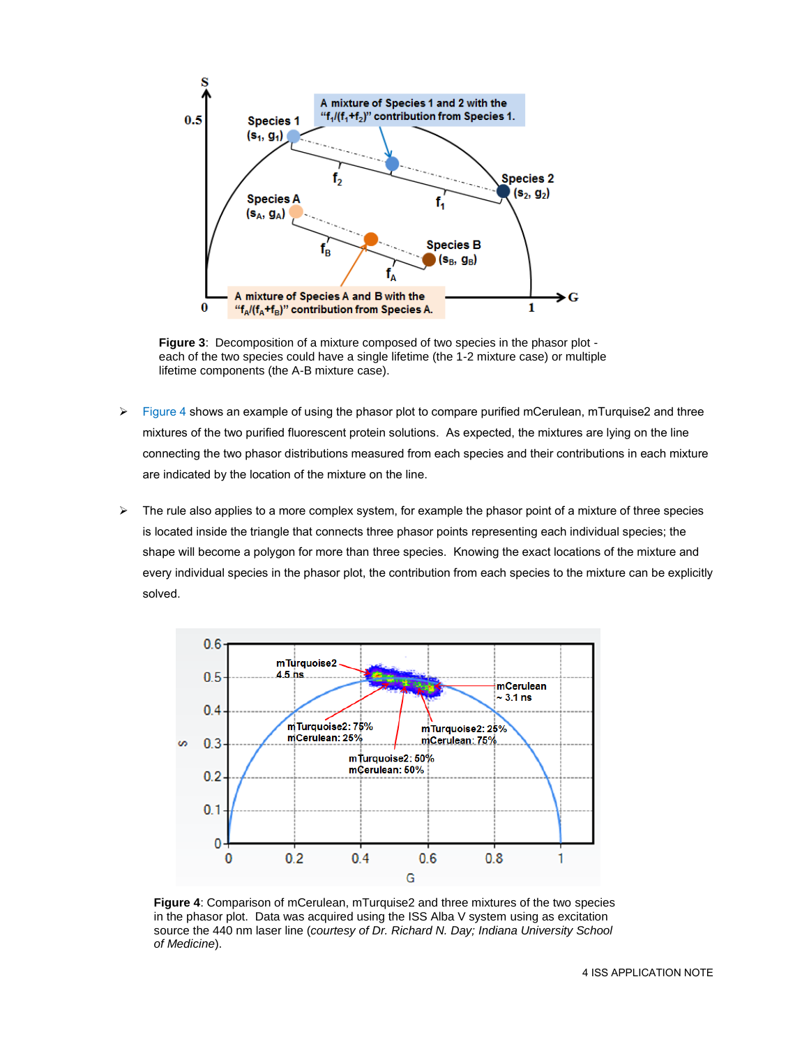**Figure 3**: Decomposition of a mixture composed of two species in the phasor plot - each of the two species could have a single lifetime (the 1-2 mixture case) or multiple lifetime components (the A-B mixture case).

- Figure 4 shows an example of using the phasor plot to compare purified mCerulean, mTurquise2 and three mixtures of the two purified fluorescent protein solutions. As expected, the mixtures are lying on the line connecting the two phasor distributions measured from each species and their contributions in each mixture are indicated by the location of the mixture on the line.

- The rule also applies to a more complex system, for example the phasor point of a mixture of three species is located inside the triangle that connects three phasor points representing each individual species; the shape will become a polygon for more than three species. Knowing the exact locations of the mixture and every individual species in the phasor plot, the contribution from each species to the mixture can be explicitly solved.

**Figure 4**: Comparison of mCerulean, mTurquise2 and three mixtures of the two species in the phasor plot. Data was acquired using the ISS Alba V system using as excitation source the 440 nm laser line (*courtesy of Dr. Richard N. Day; Indiana University School of Medicine*).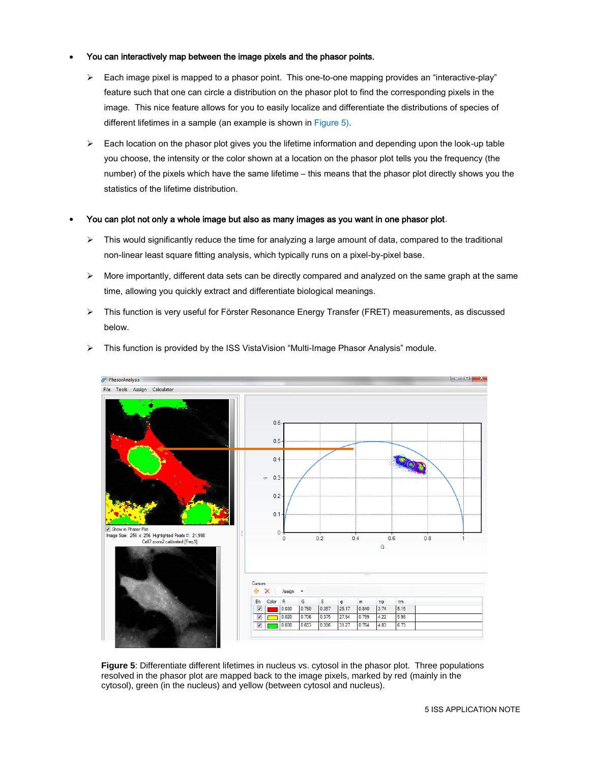- **You can interactively map between the image pixels and the phasor points.**
  - Each image pixel is mapped to a phasor point. This one-to-one mapping provides an "interactive-play" feature such that one can circle a distribution on the phasor plot to find the corresponding pixels in the image. This nice feature allows for you to easily localize and differentiate the distributions of species of different lifetimes in a sample (an example is shown in Figure 5).
  - Each location on the phasor plot gives you the lifetime information and depending upon the look-up table you choose, the intensity or the color shown at a location on the phasor plot tells you the frequency (the number) of the pixels which have the same lifetime – this means that the phasor plot directly shows you the statistics of the lifetime distribution.

- **You can plot not only a whole image but also as many images as you want in one phasor plot**.
  - This would significantly reduce the time for analyzing a large amount of data, compared to the traditional non-linear least square fitting analysis, which typically runs on a pixel-by-pixel base.
  - More importantly, different data sets can be directly compared and analyzed on the same graph at the same time, allowing you quickly extract and differentiate biological meanings.
  - This function is very useful for Förster Resonance Energy Transfer (FRET) measurements, as discussed below.
  - This function is provided by the ISS VistaVision "Multi-Image Phasor Analysis" module.

**Figure 5**: Differentiate different lifetimes in nucleus vs. cytosol in the phasor plot. Three populations resolved in the phasor plot are mapped back to the image pixels, marked by red (mainly in the cytosol), green (in the nucleus) and yellow (between cytosol and nucleus).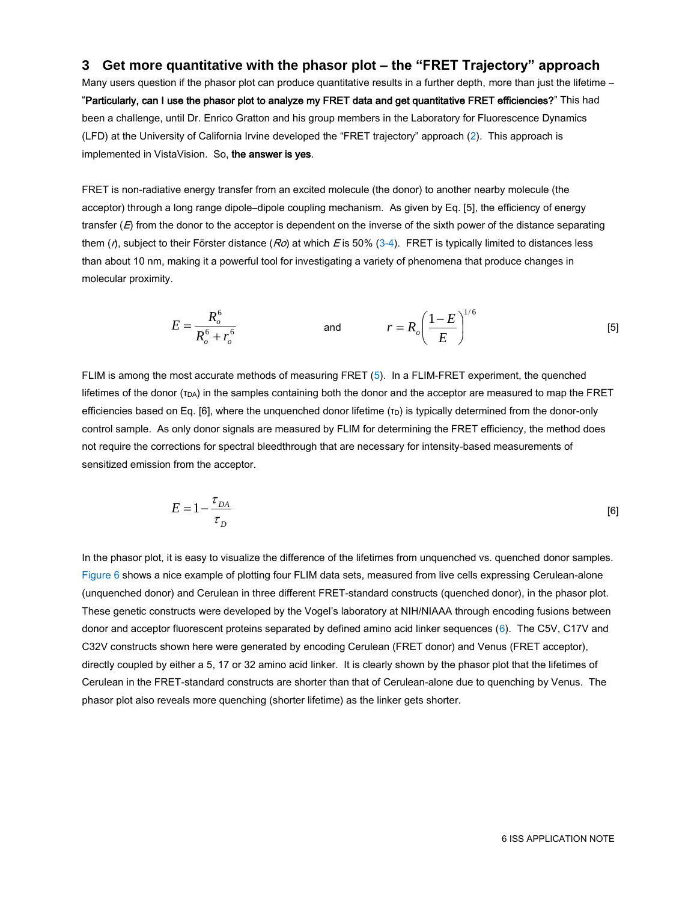## 3 Get more quantitative with the phasor plot – the "FRET Trajectory" approach

Many users question if the phasor plot can produce quantitative results in a further depth, more than just the lifetime – "**Particularly, can I use the phasor plot to analyze my FRET data and get quantitative FRET efficiencies?**" This had been a challenge, until Dr. Enrico Gratton and his group members in the Laboratory for Fluorescence Dynamics (LFD) at the University of California Irvine developed the "FRET trajectory" approach (2). This approach is implemented in VistaVision. So, **the answer is yes**.

FRET is non-radiative energy transfer from an excited molecule (the donor) to another nearby molecule (the acceptor) through a long range dipole–dipole coupling mechanism. As given by Eq. [5], the efficiency of energy transfer ($E$) from the donor to the acceptor is dependent on the inverse of the sixth power of the distance separating them ($r$), subject to their Förster distance ($Ro$) at which $E$ is 50% (3-4). FRET is typically limited to distances less than about 10 nm, making it a powerful tool for investigating a variety of phenomena that produce changes in molecular proximity.

$$E = \frac{R_o^6}{R_o^6 + r_o^6} \quad \text{and} \quad r = R_o\left(\frac{1-E}{E}\right)^{1/6} \qquad [5]$$

FLIM is among the most accurate methods of measuring FRET (5). In a FLIM-FRET experiment, the quenched lifetimes of the donor ($\tau_{DA}$) in the samples containing both the donor and the acceptor are measured to map the FRET efficiencies based on Eq. [6], where the unquenched donor lifetime ($\tau_D$) is typically determined from the donor-only control sample. As only donor signals are measured by FLIM for determining the FRET efficiency, the method does not require the corrections for spectral bleedthrough that are necessary for intensity-based measurements of sensitized emission from the acceptor.

$$E = 1 - \frac{\tau_{DA}}{\tau_D} \qquad [6]$$

In the phasor plot, it is easy to visualize the difference of the lifetimes from unquenched vs. quenched donor samples. Figure 6 shows a nice example of plotting four FLIM data sets, measured from live cells expressing Cerulean-alone (unquenched donor) and Cerulean in three different FRET-standard constructs (quenched donor), in the phasor plot. These genetic constructs were developed by the Vogel's laboratory at NIH/NIAAA through encoding fusions between donor and acceptor fluorescent proteins separated by defined amino acid linker sequences (6). The C5V, C17V and C32V constructs shown here were generated by encoding Cerulean (FRET donor) and Venus (FRET acceptor), directly coupled by either a 5, 17 or 32 amino acid linker. It is clearly shown by the phasor plot that the lifetimes of Cerulean in the FRET-standard constructs are shorter than that of Cerulean-alone due to quenching by Venus. The phasor plot also reveals more quenching (shorter lifetime) as the linker gets shorter.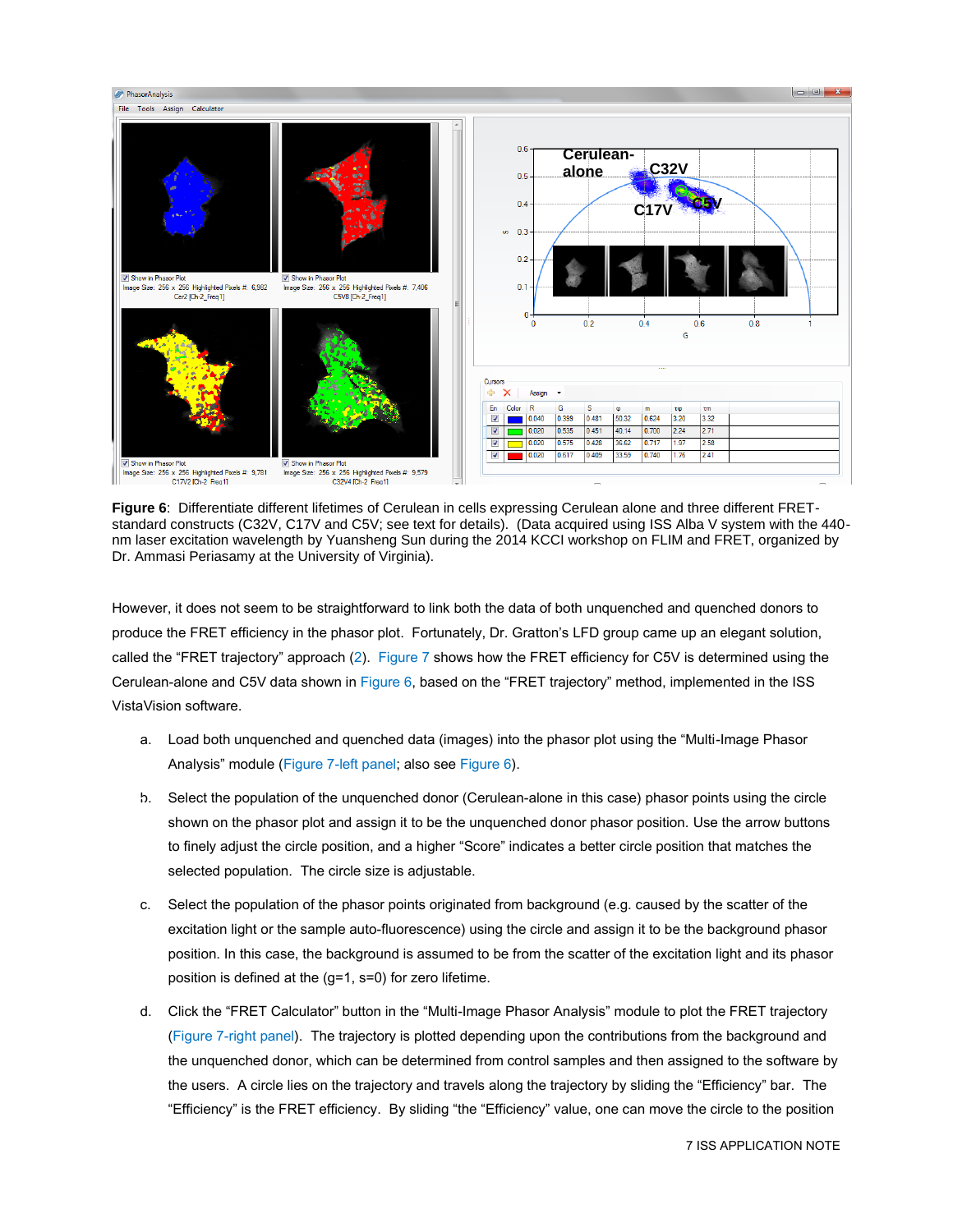**Figure 6**: Differentiate different lifetimes of Cerulean in cells expressing Cerulean alone and three different FRET-standard constructs (C32V, C17V and C5V; see text for details). (Data acquired using ISS Alba V system with the 440-nm laser excitation wavelength by Yuansheng Sun during the 2014 KCCI workshop on FLIM and FRET, organized by Dr. Ammasi Periasamy at the University of Virginia).

However, it does not seem to be straightforward to link both the data of both unquenched and quenched donors to produce the FRET efficiency in the phasor plot. Fortunately, Dr. Gratton's LFD group came up an elegant solution, called the "FRET trajectory" approach (2). Figure 7 shows how the FRET efficiency for C5V is determined using the Cerulean-alone and C5V data shown in Figure 6, based on the "FRET trajectory" method, implemented in the ISS VistaVision software.

a. Load both unquenched and quenched data (images) into the phasor plot using the "Multi-Image Phasor Analysis" module (Figure 7-left panel; also see Figure 6).

b. Select the population of the unquenched donor (Cerulean-alone in this case) phasor points using the circle shown on the phasor plot and assign it to be the unquenched donor phasor position. Use the arrow buttons to finely adjust the circle position, and a higher "Score" indicates a better circle position that matches the selected population. The circle size is adjustable.

c. Select the population of the phasor points originated from background (e.g. caused by the scatter of the excitation light or the sample auto-fluorescence) using the circle and assign it to be the background phasor position. In this case, the background is assumed to be from the scatter of the excitation light and its phasor position is defined at the (g=1, s=0) for zero lifetime.

d. Click the "FRET Calculator" button in the "Multi-Image Phasor Analysis" module to plot the FRET trajectory (Figure 7-right panel). The trajectory is plotted depending upon the contributions from the background and the unquenched donor, which can be determined from control samples and then assigned to the software by the users. A circle lies on the trajectory and travels along the trajectory by sliding the "Efficiency" bar. The "Efficiency" is the FRET efficiency. By sliding "the "Efficiency" value, one can move the circle to the position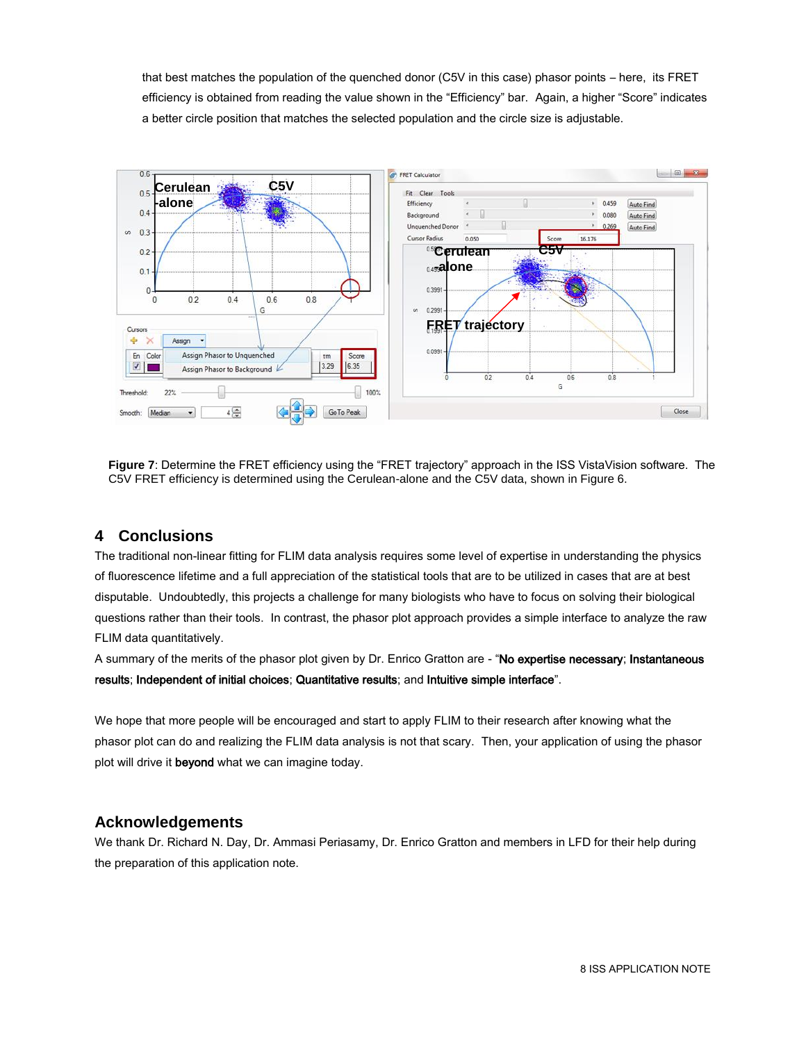that best matches the population of the quenched donor (C5V in this case) phasor points – here, its FRET efficiency is obtained from reading the value shown in the "Efficiency" bar. Again, a higher "Score" indicates a better circle position that matches the selected population and the circle size is adjustable.

**Figure 7**: Determine the FRET efficiency using the "FRET trajectory" approach in the ISS VistaVision software. The C5V FRET efficiency is determined using the Cerulean-alone and the C5V data, shown in Figure 6.

## 4 Conclusions

The traditional non-linear fitting for FLIM data analysis requires some level of expertise in understanding the physics of fluorescence lifetime and a full appreciation of the statistical tools that are to be utilized in cases that are at best disputable. Undoubtedly, this projects a challenge for many biologists who have to focus on solving their biological questions rather than their tools. In contrast, the phasor plot approach provides a simple interface to analyze the raw FLIM data quantitatively.

A summary of the merits of the phasor plot given by Dr. Enrico Gratton are - "**No expertise necessary**; **Instantaneous results**; **Independent of initial choices**; **Quantitative results**; and **Intuitive simple interface**".

We hope that more people will be encouraged and start to apply FLIM to their research after knowing what the phasor plot can do and realizing the FLIM data analysis is not that scary. Then, your application of using the phasor plot will drive it **beyond** what we can imagine today.

## Acknowledgements

We thank Dr. Richard N. Day, Dr. Ammasi Periasamy, Dr. Enrico Gratton and members in LFD for their help during the preparation of this application note.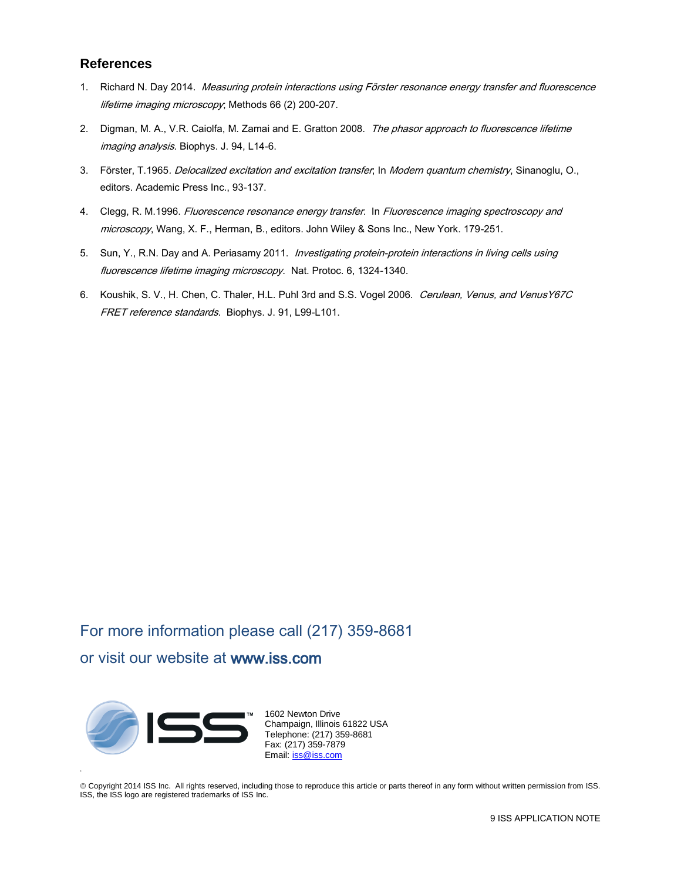## References

1. Richard N. Day 2014. *Measuring protein interactions using Förster resonance energy transfer and fluorescence lifetime imaging microscopy*; Methods 66 (2) 200-207.
2. Digman, M. A., V.R. Caiolfa, M. Zamai and E. Gratton 2008. *The phasor approach to fluorescence lifetime imaging analysis*. Biophys. J. 94, L14-6.
3. Förster, T.1965. *Delocalized excitation and excitation transfer*; In *Modern quantum chemistry*, Sinanoglu, O., editors. Academic Press Inc., 93-137.
4. Clegg, R. M.1996. *Fluorescence resonance energy transfer*. In *Fluorescence imaging spectroscopy and microscopy*, Wang, X. F., Herman, B., editors. John Wiley & Sons Inc., New York. 179-251.
5. Sun, Y., R.N. Day and A. Periasamy 2011. *Investigating protein-protein interactions in living cells using fluorescence lifetime imaging microscopy*. Nat. Protoc. 6, 1324-1340.
6. Koushik, S. V., H. Chen, C. Thaler, H.L. Puhl 3rd and S.S. Vogel 2006. *Cerulean, Venus, and VenusY67C FRET reference standards*. Biophys. J. 91, L99-L101.

For more information please call (217) 359-8681

or visit our website at **www.iss.com**

ISS™

1602 Newton Drive
Champaign, Illinois 61822 USA
Telephone: (217) 359-8681
Fax: (217) 359-7879
Email: iss@iss.com

© Copyright 2014 ISS Inc. All rights reserved, including those to reproduce this article or parts thereof in any form without written permission from ISS. ISS, the ISS logo are registered trademarks of ISS Inc.

9 ISS APPLICATION NOTE